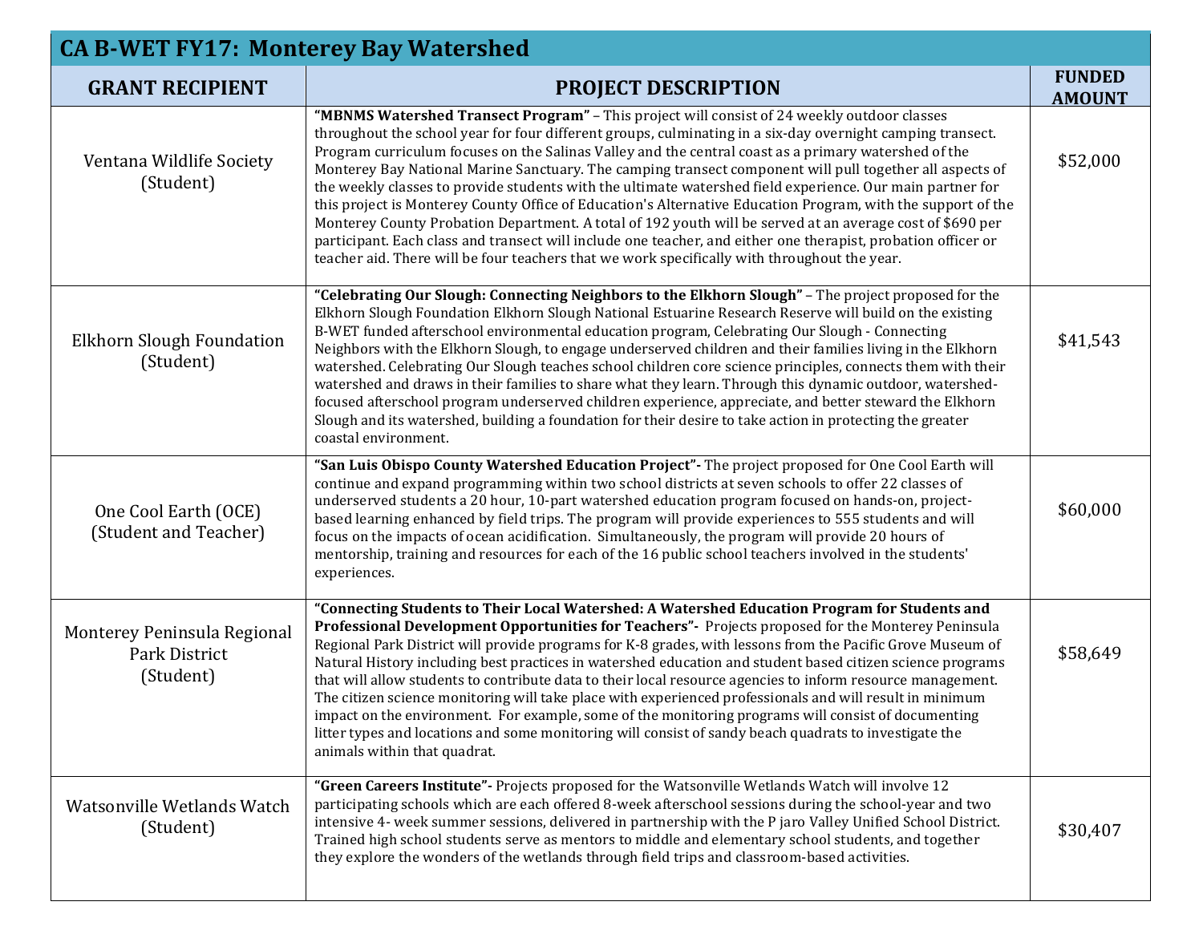| CA B-WET FY17: Monterey Bay Watershed | | |
|---|---|---|
| **GRANT RECIPIENT** | **PROJECT DESCRIPTION** | **FUNDED AMOUNT** |
| Ventana Wildlife Society (Student) | **"MBNMS Watershed Transect Program"** – This project will consist of 24 weekly outdoor classes throughout the school year for four different groups, culminating in a six-day overnight camping transect. Program curriculum focuses on the Salinas Valley and the central coast as a primary watershed of the Monterey Bay National Marine Sanctuary. The camping transect component will pull together all aspects of the weekly classes to provide students with the ultimate watershed field experience. Our main partner for this project is Monterey County Office of Education's Alternative Education Program, with the support of the Monterey County Probation Department. A total of 192 youth will be served at an average cost of $690 per participant. Each class and transect will include one teacher, and either one therapist, probation officer or teacher aid. There will be four teachers that we work specifically with throughout the year. | $52,000 |
| Elkhorn Slough Foundation (Student) | **"Celebrating Our Slough: Connecting Neighbors to the Elkhorn Slough"** – The project proposed for the Elkhorn Slough Foundation Elkhorn Slough National Estuarine Research Reserve will build on the existing B-WET funded afterschool environmental education program, Celebrating Our Slough - Connecting Neighbors with the Elkhorn Slough, to engage underserved children and their families living in the Elkhorn watershed. Celebrating Our Slough teaches school children core science principles, connects them with their watershed and draws in their families to share what they learn. Through this dynamic outdoor, watershed-focused afterschool program underserved children experience, appreciate, and better steward the Elkhorn Slough and its watershed, building a foundation for their desire to take action in protecting the greater coastal environment. | $41,543 |
| One Cool Earth (OCE) (Student and Teacher) | **"San Luis Obispo County Watershed Education Project"-** The project proposed for One Cool Earth will continue and expand programming within two school districts at seven schools to offer 22 classes of underserved students a 20 hour, 10-part watershed education program focused on hands-on, project-based learning enhanced by field trips. The program will provide experiences to 555 students and will focus on the impacts of ocean acidification. Simultaneously, the program will provide 20 hours of mentorship, training and resources for each of the 16 public school teachers involved in the students' experiences. | $60,000 |
| Monterey Peninsula Regional Park District (Student) | **"Connecting Students to Their Local Watershed: A Watershed Education Program for Students and Professional Development Opportunities for Teachers"-** Projects proposed for the Monterey Peninsula Regional Park District will provide programs for K-8 grades, with lessons from the Pacific Grove Museum of Natural History including best practices in watershed education and student based citizen science programs that will allow students to contribute data to their local resource agencies to inform resource management. The citizen science monitoring will take place with experienced professionals and will result in minimum impact on the environment. For example, some of the monitoring programs will consist of documenting litter types and locations and some monitoring will consist of sandy beach quadrats to investigate the animals within that quadrat. | $58,649 |
| Watsonville Wetlands Watch (Student) | **"Green Careers Institute"-** Projects proposed for the Watsonville Wetlands Watch will involve 12 participating schools which are each offered 8-week afterschool sessions during the school-year and two intensive 4- week summer sessions, delivered in partnership with the P jaro Valley Unified School District. Trained high school students serve as mentors to middle and elementary school students, and together they explore the wonders of the wetlands through field trips and classroom-based activities. | $30,407 |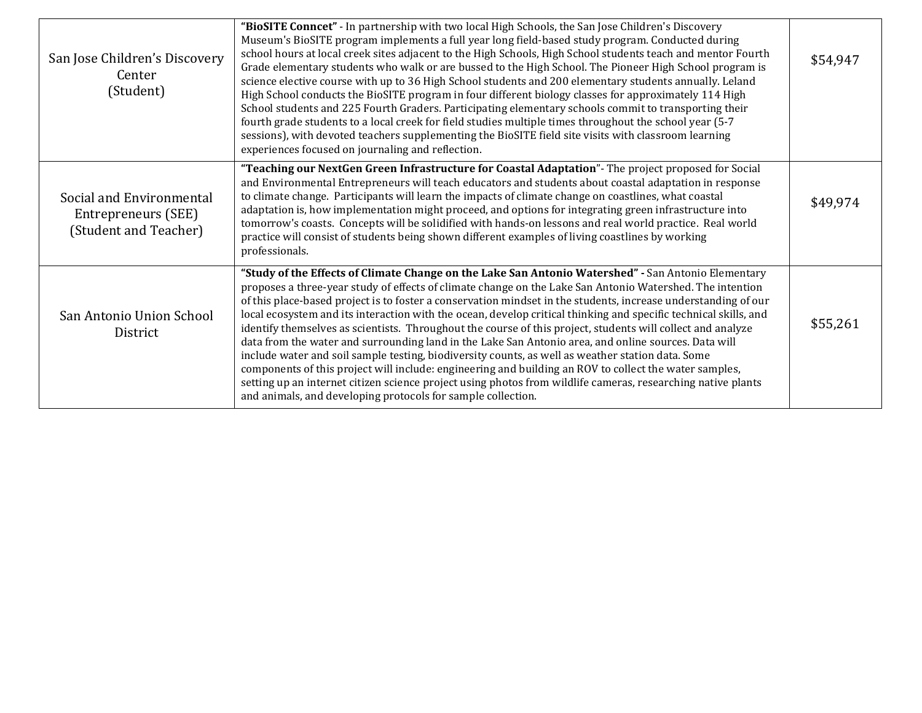| | | |
|---|---|---|
| San Jose Children's Discovery Center (Student) | **"BioSITE Conncet"** - In partnership with two local High Schools, the San Jose Children's Discovery Museum's BioSITE program implements a full year long field-based study program. Conducted during school hours at local creek sites adjacent to the High Schools, High School students teach and mentor Fourth Grade elementary students who walk or are bussed to the High School. The Pioneer High School program is science elective course with up to 36 High School students and 200 elementary students annually. Leland High School conducts the BioSITE program in four different biology classes for approximately 114 High School students and 225 Fourth Graders. Participating elementary schools commit to transporting their fourth grade students to a local creek for field studies multiple times throughout the school year (5-7 sessions), with devoted teachers supplementing the BioSITE field site visits with classroom learning experiences focused on journaling and reflection. | $54,947 |
| Social and Environmental Entrepreneurs (SEE) (Student and Teacher) | **"Teaching our NextGen Green Infrastructure for Coastal Adaptation**"- The project proposed for Social and Environmental Entrepreneurs will teach educators and students about coastal adaptation in response to climate change. Participants will learn the impacts of climate change on coastlines, what coastal adaptation is, how implementation might proceed, and options for integrating green infrastructure into tomorrow's coasts. Concepts will be solidified with hands-on lessons and real world practice. Real world practice will consist of students being shown different examples of living coastlines by working professionals. | $49,974 |
| San Antonio Union School District | **"Study of the Effects of Climate Change on the Lake San Antonio Watershed" -** San Antonio Elementary proposes a three-year study of effects of climate change on the Lake San Antonio Watershed. The intention of this place-based project is to foster a conservation mindset in the students, increase understanding of our local ecosystem and its interaction with the ocean, develop critical thinking and specific technical skills, and identify themselves as scientists. Throughout the course of this project, students will collect and analyze data from the water and surrounding land in the Lake San Antonio area, and online sources. Data will include water and soil sample testing, biodiversity counts, as well as weather station data. Some components of this project will include: engineering and building an ROV to collect the water samples, setting up an internet citizen science project using photos from wildlife cameras, researching native plants and animals, and developing protocols for sample collection. | $55,261 |